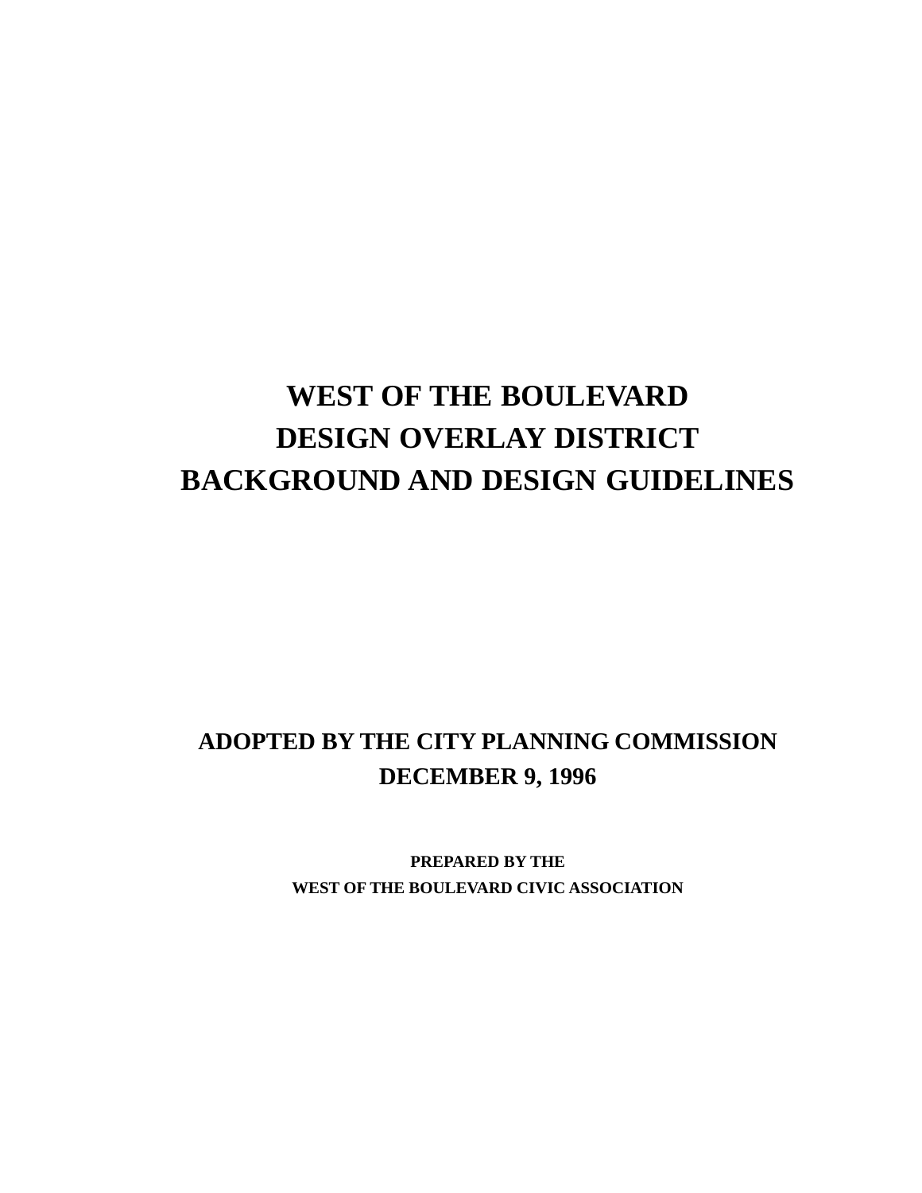# WEST OF THE BOULEVARD
# DESIGN OVERLAY DISTRICT
# BACKGROUND AND DESIGN GUIDELINES

**ADOPTED BY THE CITY PLANNING COMMISSION**
**DECEMBER 9, 1996**

**PREPARED BY THE**
**WEST OF THE BOULEVARD CIVIC ASSOCIATION**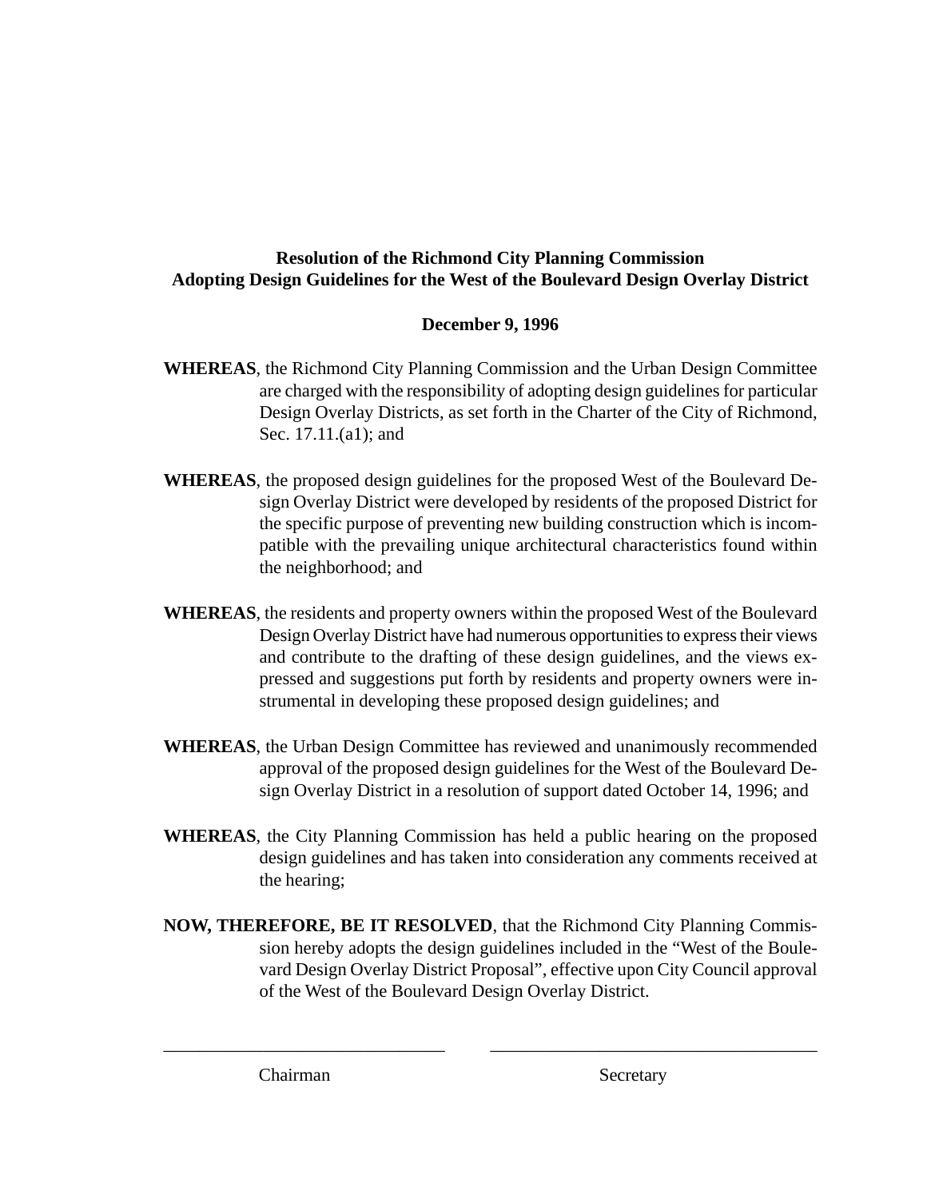**Resolution of the Richmond City Planning Commission**
**Adopting Design Guidelines for the West of the Boulevard Design Overlay District**

**December 9, 1996**

**WHEREAS**, the Richmond City Planning Commission and the Urban Design Committee are charged with the responsibility of adopting design guidelines for particular Design Overlay Districts, as set forth in the Charter of the City of Richmond, Sec. 17.11.(a1); and

**WHEREAS**, the proposed design guidelines for the proposed West of the Boulevard Design Overlay District were developed by residents of the proposed District for the specific purpose of preventing new building construction which is incompatible with the prevailing unique architectural characteristics found within the neighborhood; and

**WHEREAS**, the residents and property owners within the proposed West of the Boulevard Design Overlay District have had numerous opportunities to express their views and contribute to the drafting of these design guidelines, and the views expressed and suggestions put forth by residents and property owners were instrumental in developing these proposed design guidelines; and

**WHEREAS**, the Urban Design Committee has reviewed and unanimously recommended approval of the proposed design guidelines for the West of the Boulevard Design Overlay District in a resolution of support dated October 14, 1996; and

**WHEREAS**, the City Planning Commission has held a public hearing on the proposed design guidelines and has taken into consideration any comments received at the hearing;

**NOW, THEREFORE, BE IT RESOLVED**, that the Richmond City Planning Commission hereby adopts the design guidelines included in the "West of the Boulevard Design Overlay District Proposal", effective upon City Council approval of the West of the Boulevard Design Overlay District.

\_\_\_\_\_\_\_\_\_\_\_\_\_\_\_\_\_\_\_\_\_\_\_\_\_\_\_\_\_\_ \_\_\_\_\_\_\_\_\_\_\_\_\_\_\_\_\_\_\_\_\_\_\_\_\_\_\_\_\_\_

Chairman Secretary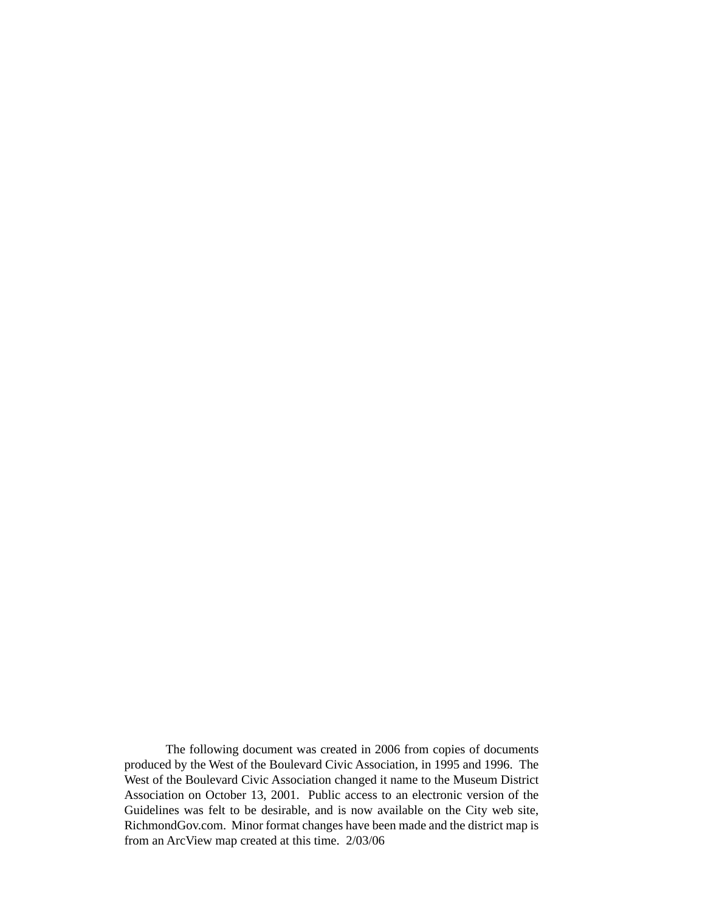The following document was created in 2006 from copies of documents produced by the West of the Boulevard Civic Association, in 1995 and 1996. The West of the Boulevard Civic Association changed it name to the Museum District Association on October 13, 2001. Public access to an electronic version of the Guidelines was felt to be desirable, and is now available on the City web site, RichmondGov.com. Minor format changes have been made and the district map is from an ArcView map created at this time. 2/03/06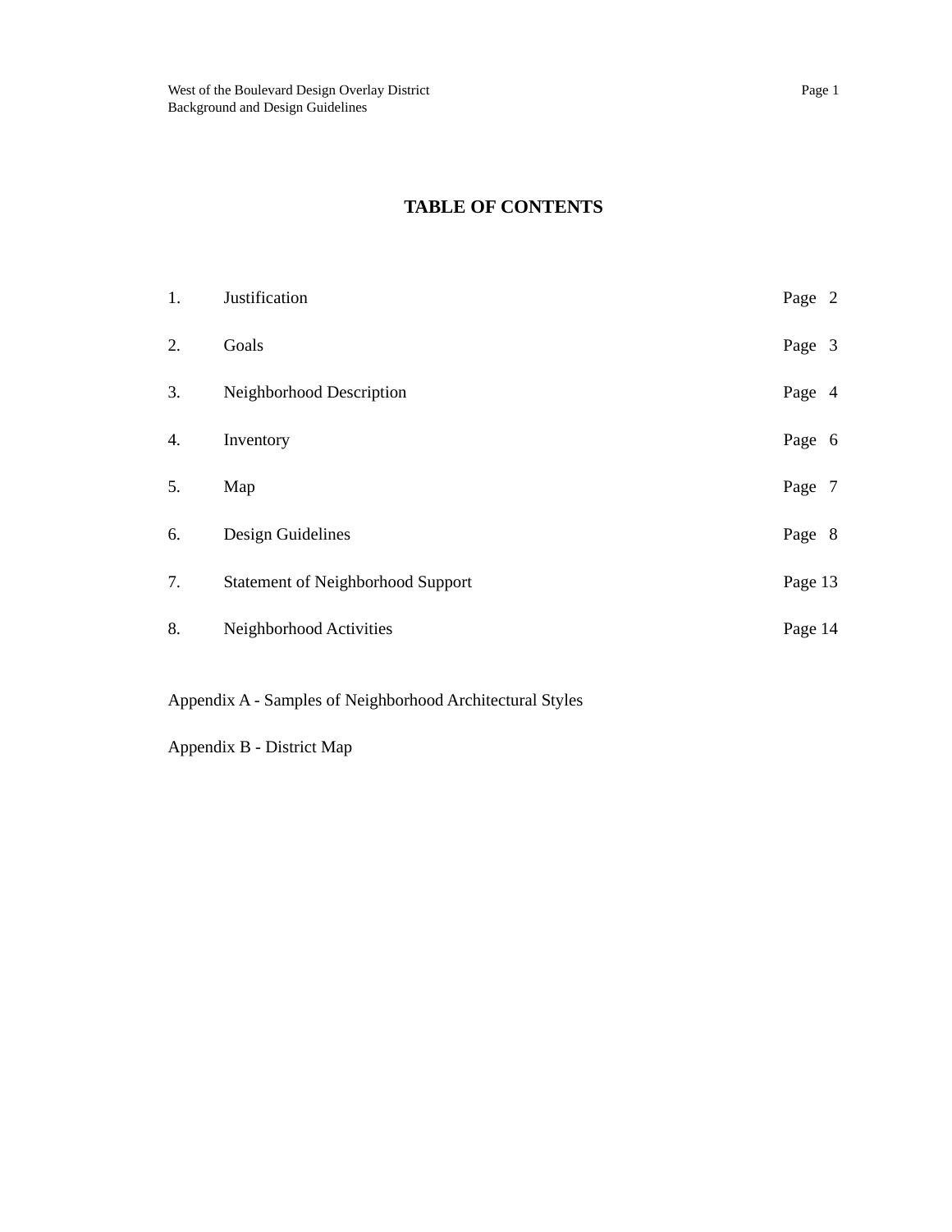# TABLE OF CONTENTS

| | | |
|---|---|---|
| 1. | Justification | Page 2 |
| 2. | Goals | Page 3 |
| 3. | Neighborhood Description | Page 4 |
| 4. | Inventory | Page 6 |
| 5. | Map | Page 7 |
| 6. | Design Guidelines | Page 8 |
| 7. | Statement of Neighborhood Support | Page 13 |
| 8. | Neighborhood Activities | Page 14 |

Appendix A - Samples of Neighborhood Architectural Styles

Appendix B - District Map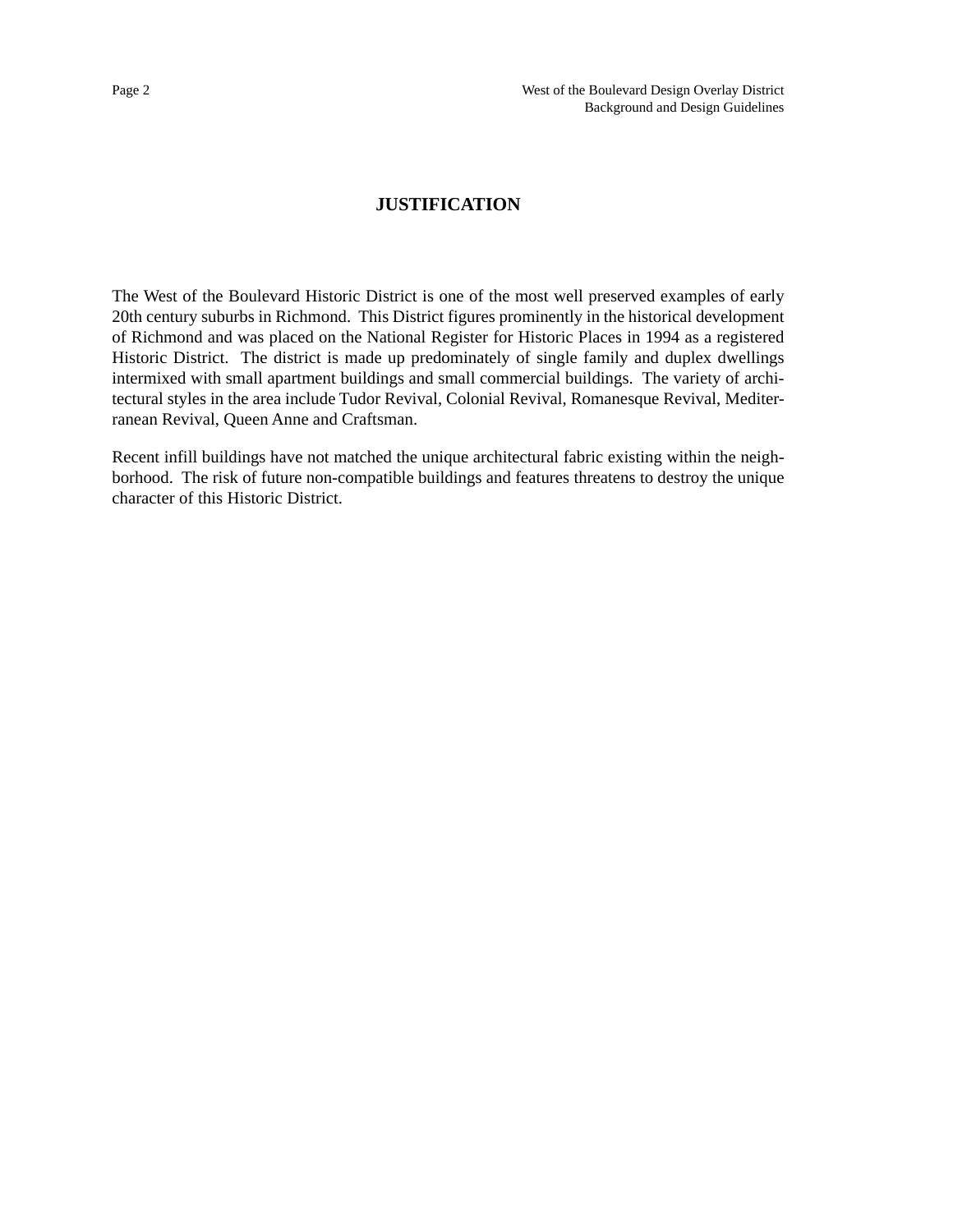# JUSTIFICATION

The West of the Boulevard Historic District is one of the most well preserved examples of early 20th century suburbs in Richmond. This District figures prominently in the historical development of Richmond and was placed on the National Register for Historic Places in 1994 as a registered Historic District. The district is made up predominately of single family and duplex dwellings intermixed with small apartment buildings and small commercial buildings. The variety of architectural styles in the area include Tudor Revival, Colonial Revival, Romanesque Revival, Mediterranean Revival, Queen Anne and Craftsman.

Recent infill buildings have not matched the unique architectural fabric existing within the neighborhood. The risk of future non-compatible buildings and features threatens to destroy the unique character of this Historic District.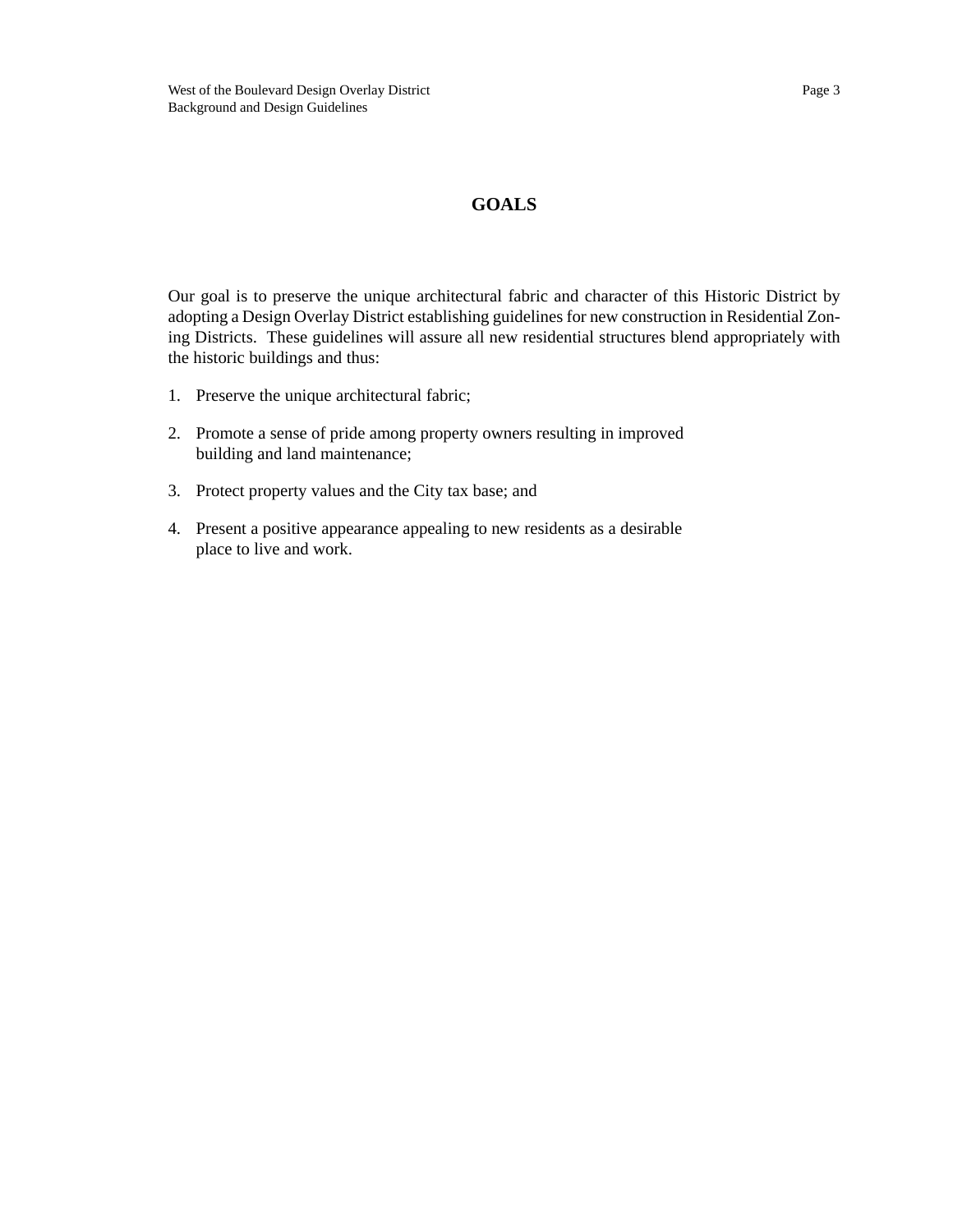# GOALS

Our goal is to preserve the unique architectural fabric and character of this Historic District by adopting a Design Overlay District establishing guidelines for new construction in Residential Zoning Districts. These guidelines will assure all new residential structures blend appropriately with the historic buildings and thus:

1. Preserve the unique architectural fabric;
2. Promote a sense of pride among property owners resulting in improved building and land maintenance;
3. Protect property values and the City tax base; and
4. Present a positive appearance appealing to new residents as a desirable place to live and work.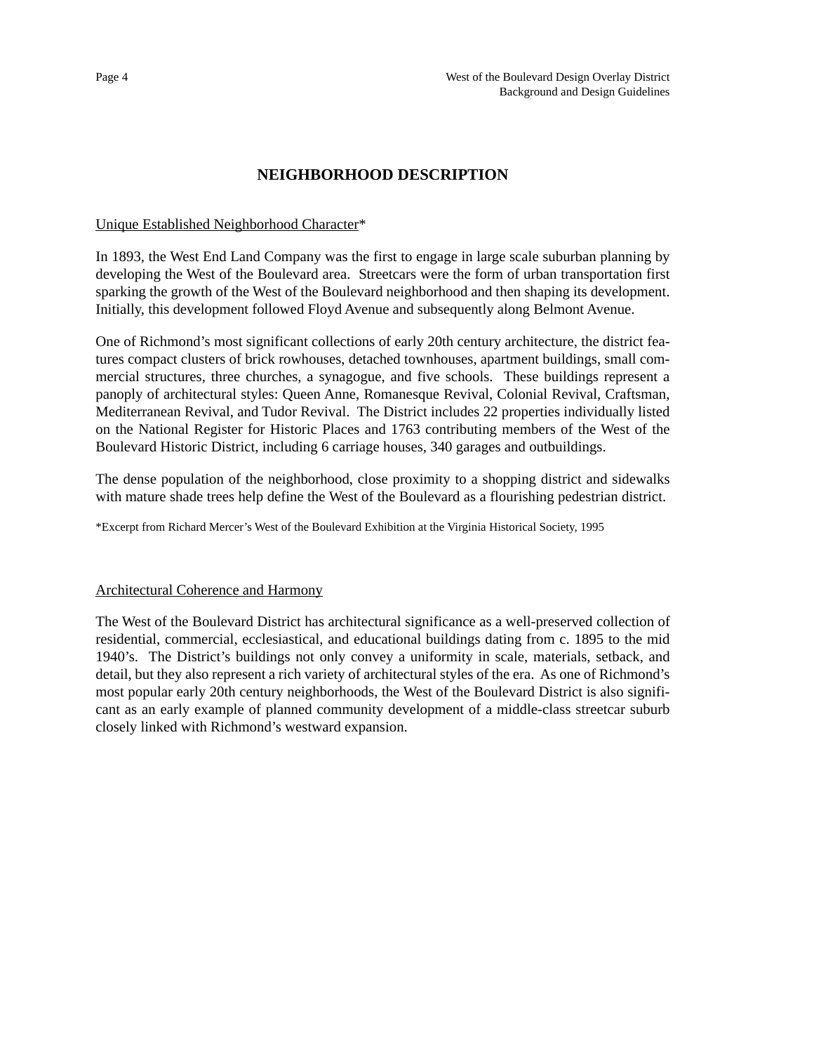# NEIGHBORHOOD DESCRIPTION

Unique Established Neighborhood Character*

In 1893, the West End Land Company was the first to engage in large scale suburban planning by developing the West of the Boulevard area. Streetcars were the form of urban transportation first sparking the growth of the West of the Boulevard neighborhood and then shaping its development. Initially, this development followed Floyd Avenue and subsequently along Belmont Avenue.

One of Richmond's most significant collections of early 20th century architecture, the district features compact clusters of brick rowhouses, detached townhouses, apartment buildings, small commercial structures, three churches, a synagogue, and five schools. These buildings represent a panoply of architectural styles: Queen Anne, Romanesque Revival, Colonial Revival, Craftsman, Mediterranean Revival, and Tudor Revival. The District includes 22 properties individually listed on the National Register for Historic Places and 1763 contributing members of the West of the Boulevard Historic District, including 6 carriage houses, 340 garages and outbuildings.

The dense population of the neighborhood, close proximity to a shopping district and sidewalks with mature shade trees help define the West of the Boulevard as a flourishing pedestrian district.

*Excerpt from Richard Mercer's West of the Boulevard Exhibition at the Virginia Historical Society, 1995

Architectural Coherence and Harmony

The West of the Boulevard District has architectural significance as a well-preserved collection of residential, commercial, ecclesiastical, and educational buildings dating from c. 1895 to the mid 1940's. The District's buildings not only convey a uniformity in scale, materials, setback, and detail, but they also represent a rich variety of architectural styles of the era. As one of Richmond's most popular early 20th century neighborhoods, the West of the Boulevard District is also significant as an early example of planned community development of a middle-class streetcar suburb closely linked with Richmond's westward expansion.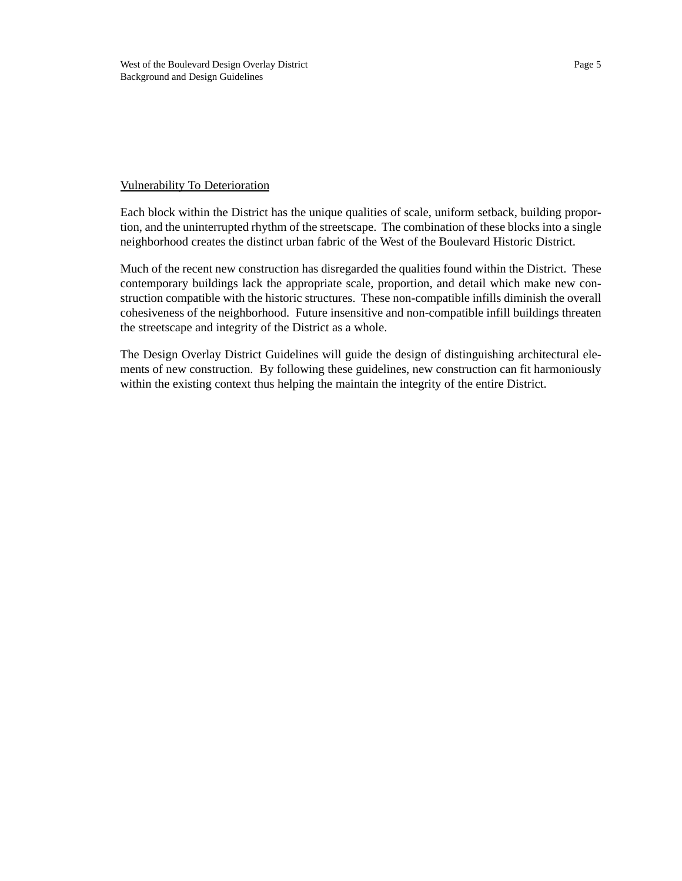## Vulnerability To Deterioration

Each block within the District has the unique qualities of scale, uniform setback, building proportion, and the uninterrupted rhythm of the streetscape. The combination of these blocks into a single neighborhood creates the distinct urban fabric of the West of the Boulevard Historic District.

Much of the recent new construction has disregarded the qualities found within the District. These contemporary buildings lack the appropriate scale, proportion, and detail which make new construction compatible with the historic structures. These non-compatible infills diminish the overall cohesiveness of the neighborhood. Future insensitive and non-compatible infill buildings threaten the streetscape and integrity of the District as a whole.

The Design Overlay District Guidelines will guide the design of distinguishing architectural elements of new construction. By following these guidelines, new construction can fit harmoniously within the existing context thus helping the maintain the integrity of the entire District.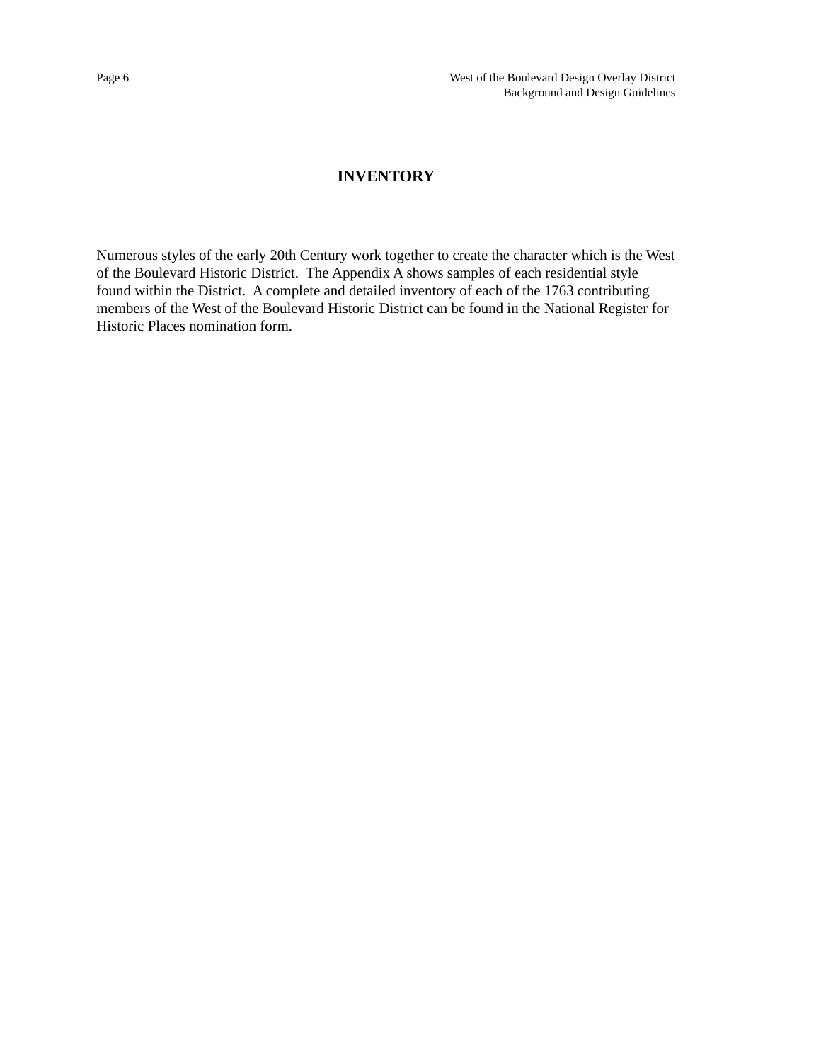# INVENTORY

Numerous styles of the early 20th Century work together to create the character which is the West of the Boulevard Historic District. The Appendix A shows samples of each residential style found within the District. A complete and detailed inventory of each of the 1763 contributing members of the West of the Boulevard Historic District can be found in the National Register for Historic Places nomination form.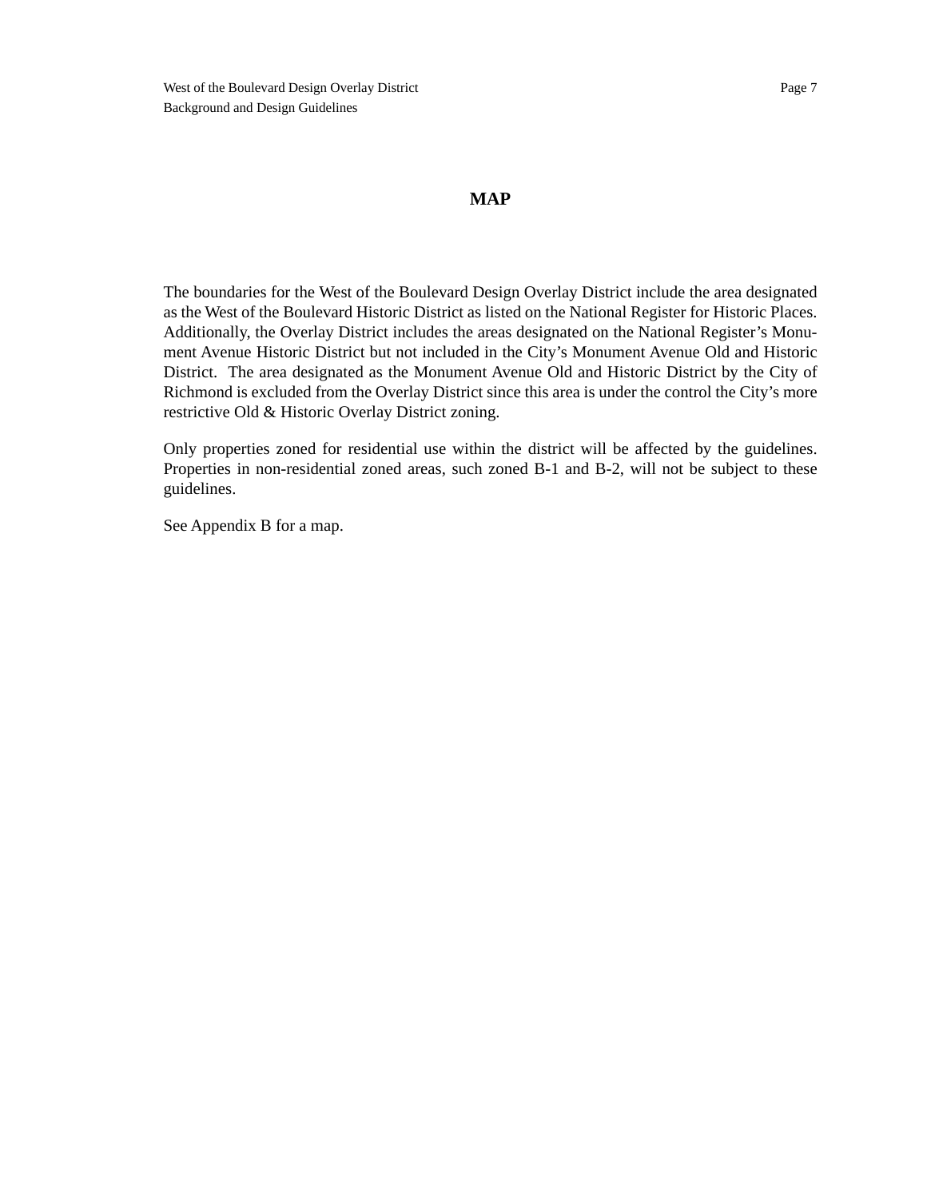## MAP

The boundaries for the West of the Boulevard Design Overlay District include the area designated as the West of the Boulevard Historic District as listed on the National Register for Historic Places. Additionally, the Overlay District includes the areas designated on the National Register's Monument Avenue Historic District but not included in the City's Monument Avenue Old and Historic District. The area designated as the Monument Avenue Old and Historic District by the City of Richmond is excluded from the Overlay District since this area is under the control the City's more restrictive Old & Historic Overlay District zoning.

Only properties zoned for residential use within the district will be affected by the guidelines. Properties in non-residential zoned areas, such zoned B-1 and B-2, will not be subject to these guidelines.

See Appendix B for a map.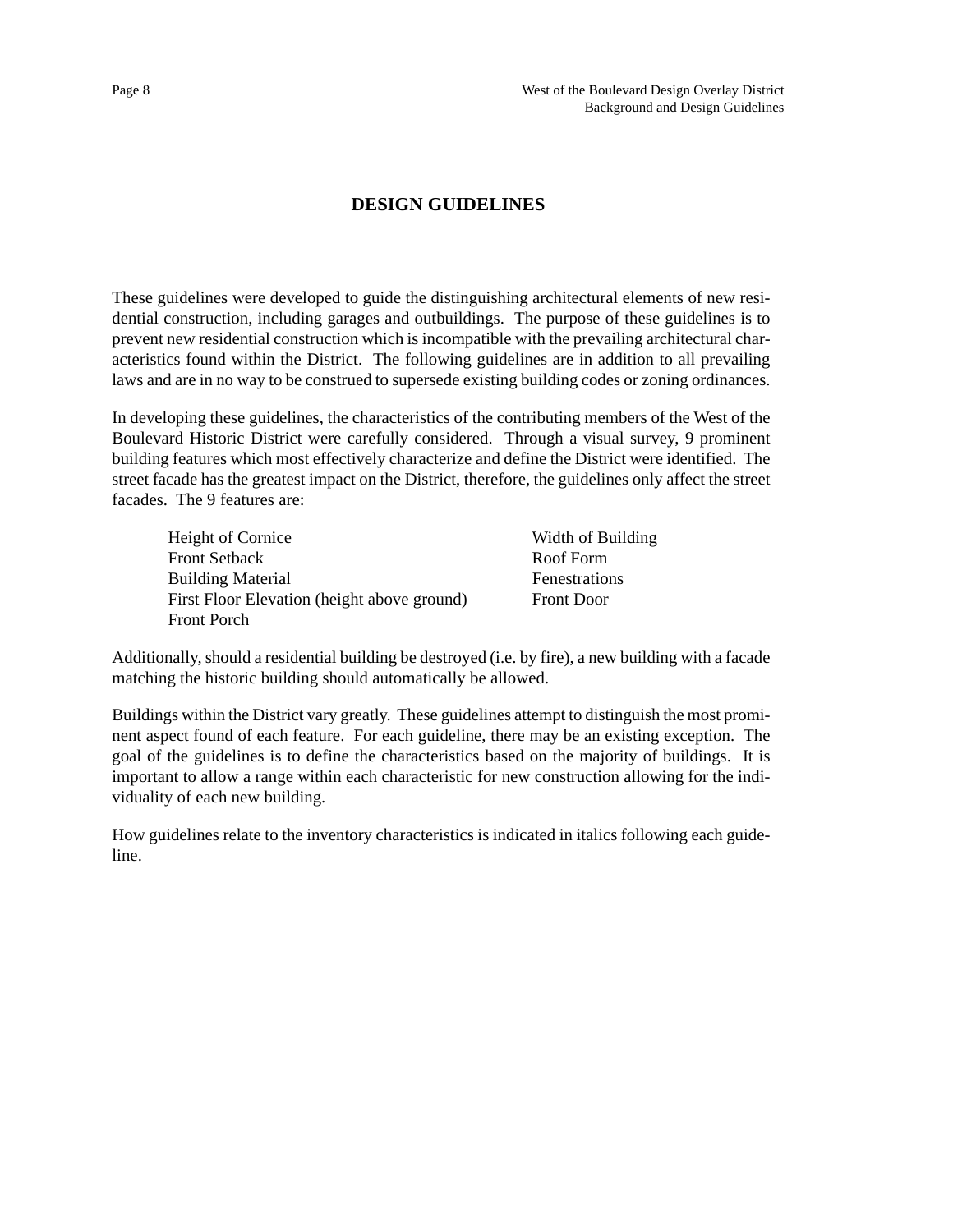# DESIGN GUIDELINES

These guidelines were developed to guide the distinguishing architectural elements of new residential construction, including garages and outbuildings. The purpose of these guidelines is to prevent new residential construction which is incompatible with the prevailing architectural characteristics found within the District. The following guidelines are in addition to all prevailing laws and are in no way to be construed to supersede existing building codes or zoning ordinances.

In developing these guidelines, the characteristics of the contributing members of the West of the Boulevard Historic District were carefully considered. Through a visual survey, 9 prominent building features which most effectively characterize and define the District were identified. The street facade has the greatest impact on the District, therefore, the guidelines only affect the street facades. The 9 features are:

- Height of Cornice
- Front Setback
- Building Material
- First Floor Elevation (height above ground)
- Front Porch
- Width of Building
- Roof Form
- Fenestrations
- Front Door

Additionally, should a residential building be destroyed (i.e. by fire), a new building with a facade matching the historic building should automatically be allowed.

Buildings within the District vary greatly. These guidelines attempt to distinguish the most prominent aspect found of each feature. For each guideline, there may be an existing exception. The goal of the guidelines is to define the characteristics based on the majority of buildings. It is important to allow a range within each characteristic for new construction allowing for the individuality of each new building.

How guidelines relate to the inventory characteristics is indicated in italics following each guideline.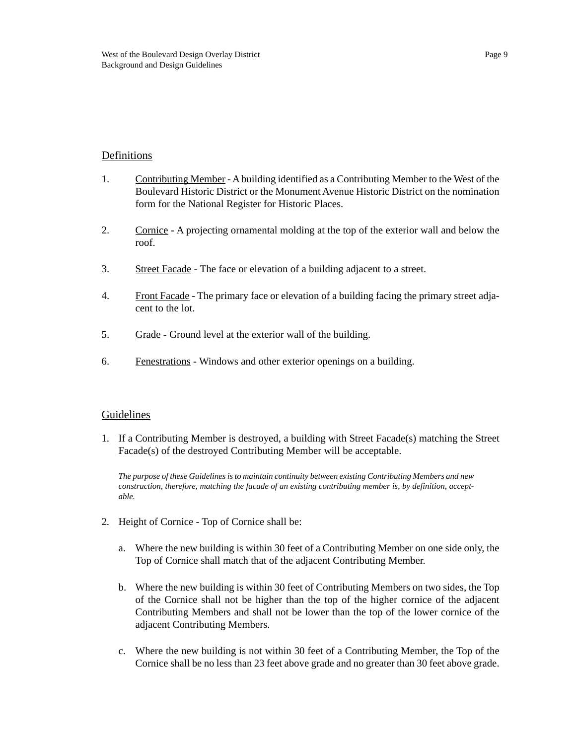## Definitions

1. Contributing Member - A building identified as a Contributing Member to the West of the Boulevard Historic District or the Monument Avenue Historic District on the nomination form for the National Register for Historic Places.

2. Cornice - A projecting ornamental molding at the top of the exterior wall and below the roof.

3. Street Facade - The face or elevation of a building adjacent to a street.

4. Front Facade - The primary face or elevation of a building facing the primary street adjacent to the lot.

5. Grade - Ground level at the exterior wall of the building.

6. Fenestrations - Windows and other exterior openings on a building.

## Guidelines

1. If a Contributing Member is destroyed, a building with Street Facade(s) matching the Street Facade(s) of the destroyed Contributing Member will be acceptable.

   *The purpose of these Guidelines is to maintain continuity between existing Contributing Members and new construction, therefore, matching the facade of an existing contributing member is, by definition, acceptable.*

2. Height of Cornice - Top of Cornice shall be:

   a. Where the new building is within 30 feet of a Contributing Member on one side only, the Top of Cornice shall match that of the adjacent Contributing Member.

   b. Where the new building is within 30 feet of Contributing Members on two sides, the Top of the Cornice shall not be higher than the top of the higher cornice of the adjacent Contributing Members and shall not be lower than the top of the lower cornice of the adjacent Contributing Members.

   c. Where the new building is not within 30 feet of a Contributing Member, the Top of the Cornice shall be no less than 23 feet above grade and no greater than 30 feet above grade.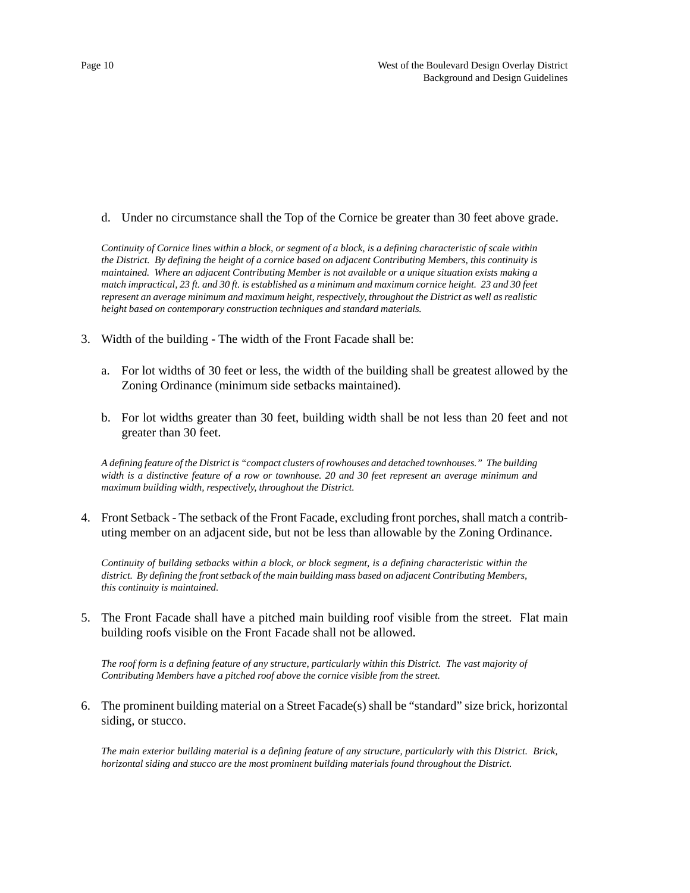d. Under no circumstance shall the Top of the Cornice be greater than 30 feet above grade.

*Continuity of Cornice lines within a block, or segment of a block, is a defining characteristic of scale within the District. By defining the height of a cornice based on adjacent Contributing Members, this continuity is maintained. Where an adjacent Contributing Member is not available or a unique situation exists making a match impractical, 23 ft. and 30 ft. is established as a minimum and maximum cornice height. 23 and 30 feet represent an average minimum and maximum height, respectively, throughout the District as well as realistic height based on contemporary construction techniques and standard materials.*

3. Width of the building - The width of the Front Facade shall be:

   a. For lot widths of 30 feet or less, the width of the building shall be greatest allowed by the Zoning Ordinance (minimum side setbacks maintained).

   b. For lot widths greater than 30 feet, building width shall be not less than 20 feet and not greater than 30 feet.

*A defining feature of the District is "compact clusters of rowhouses and detached townhouses." The building width is a distinctive feature of a row or townhouse. 20 and 30 feet represent an average minimum and maximum building width, respectively, throughout the District.*

4. Front Setback - The setback of the Front Facade, excluding front porches, shall match a contributing member on an adjacent side, but not be less than allowable by the Zoning Ordinance.

*Continuity of building setbacks within a block, or block segment, is a defining characteristic within the district. By defining the front setback of the main building mass based on adjacent Contributing Members, this continuity is maintained.*

5. The Front Facade shall have a pitched main building roof visible from the street. Flat main building roofs visible on the Front Facade shall not be allowed.

*The roof form is a defining feature of any structure, particularly within this District. The vast majority of Contributing Members have a pitched roof above the cornice visible from the street.*

6. The prominent building material on a Street Facade(s) shall be "standard" size brick, horizontal siding, or stucco.

*The main exterior building material is a defining feature of any structure, particularly with this District. Brick, horizontal siding and stucco are the most prominent building materials found throughout the District.*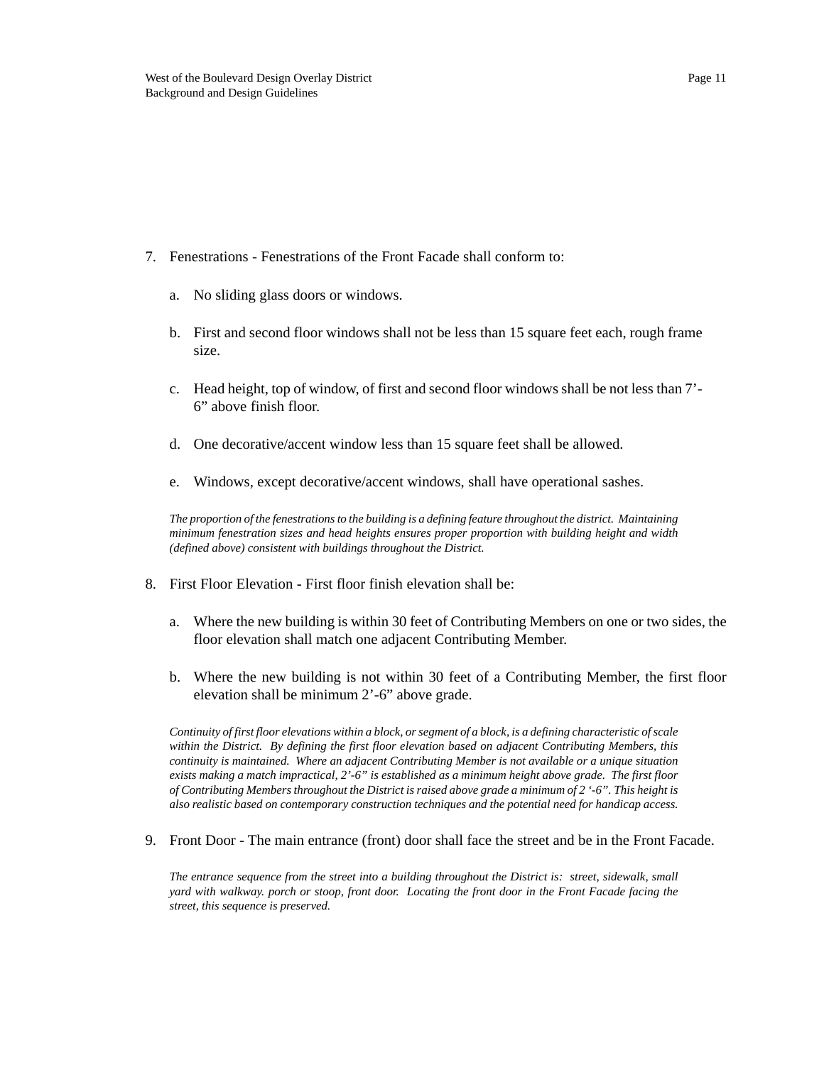7. Fenestrations - Fenestrations of the Front Facade shall conform to:

   a. No sliding glass doors or windows.

   b. First and second floor windows shall not be less than 15 square feet each, rough frame size.

   c. Head height, top of window, of first and second floor windows shall be not less than 7'-6" above finish floor.

   d. One decorative/accent window less than 15 square feet shall be allowed.

   e. Windows, except decorative/accent windows, shall have operational sashes.

   *The proportion of the fenestrations to the building is a defining feature throughout the district. Maintaining minimum fenestration sizes and head heights ensures proper proportion with building height and width (defined above) consistent with buildings throughout the District.*

8. First Floor Elevation - First floor finish elevation shall be:

   a. Where the new building is within 30 feet of Contributing Members on one or two sides, the floor elevation shall match one adjacent Contributing Member.

   b. Where the new building is not within 30 feet of a Contributing Member, the first floor elevation shall be minimum 2'-6" above grade.

   *Continuity of first floor elevations within a block, or segment of a block, is a defining characteristic of scale within the District. By defining the first floor elevation based on adjacent Contributing Members, this continuity is maintained. Where an adjacent Contributing Member is not available or a unique situation exists making a match impractical, 2'-6" is established as a minimum height above grade. The first floor of Contributing Members throughout the District is raised above grade a minimum of 2 '-6". This height is also realistic based on contemporary construction techniques and the potential need for handicap access.*

9. Front Door - The main entrance (front) door shall face the street and be in the Front Facade.

   *The entrance sequence from the street into a building throughout the District is: street, sidewalk, small yard with walkway. porch or stoop, front door. Locating the front door in the Front Facade facing the street, this sequence is preserved.*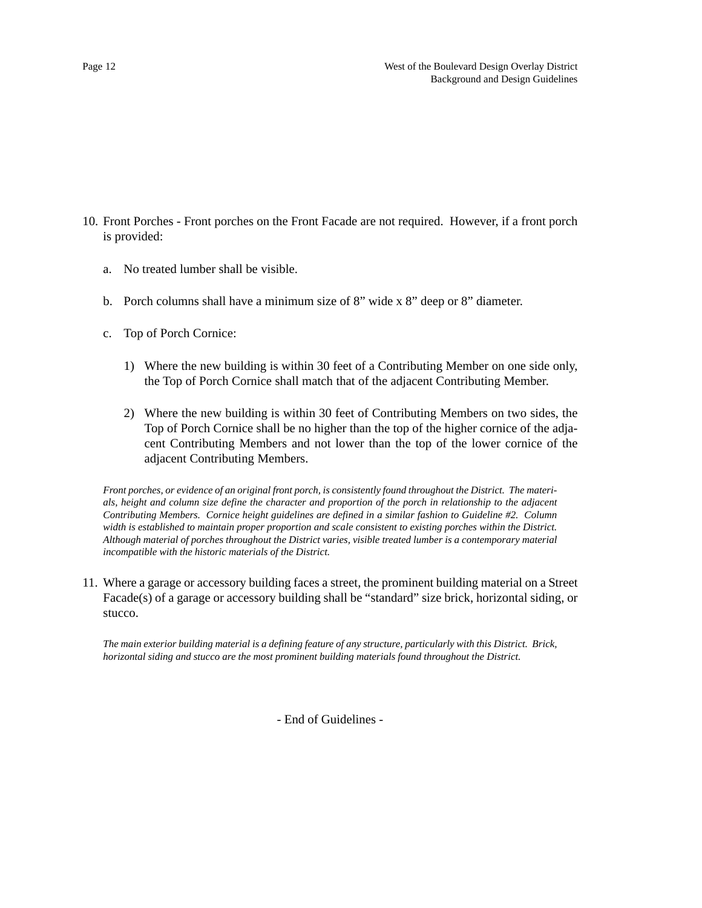10. Front Porches - Front porches on the Front Facade are not required. However, if a front porch is provided:

    a. No treated lumber shall be visible.

    b. Porch columns shall have a minimum size of 8" wide x 8" deep or 8" diameter.

    c. Top of Porch Cornice:

        1) Where the new building is within 30 feet of a Contributing Member on one side only, the Top of Porch Cornice shall match that of the adjacent Contributing Member.

        2) Where the new building is within 30 feet of Contributing Members on two sides, the Top of Porch Cornice shall be no higher than the top of the higher cornice of the adjacent Contributing Members and not lower than the top of the lower cornice of the adjacent Contributing Members.

    *Front porches, or evidence of an original front porch, is consistently found throughout the District. The materials, height and column size define the character and proportion of the porch in relationship to the adjacent Contributing Members. Cornice height guidelines are defined in a similar fashion to Guideline #2. Column width is established to maintain proper proportion and scale consistent to existing porches within the District. Although material of porches throughout the District varies, visible treated lumber is a contemporary material incompatible with the historic materials of the District.*

11. Where a garage or accessory building faces a street, the prominent building material on a Street Facade(s) of a garage or accessory building shall be "standard" size brick, horizontal siding, or stucco.

    *The main exterior building material is a defining feature of any structure, particularly with this District. Brick, horizontal siding and stucco are the most prominent building materials found throughout the District.*

- End of Guidelines -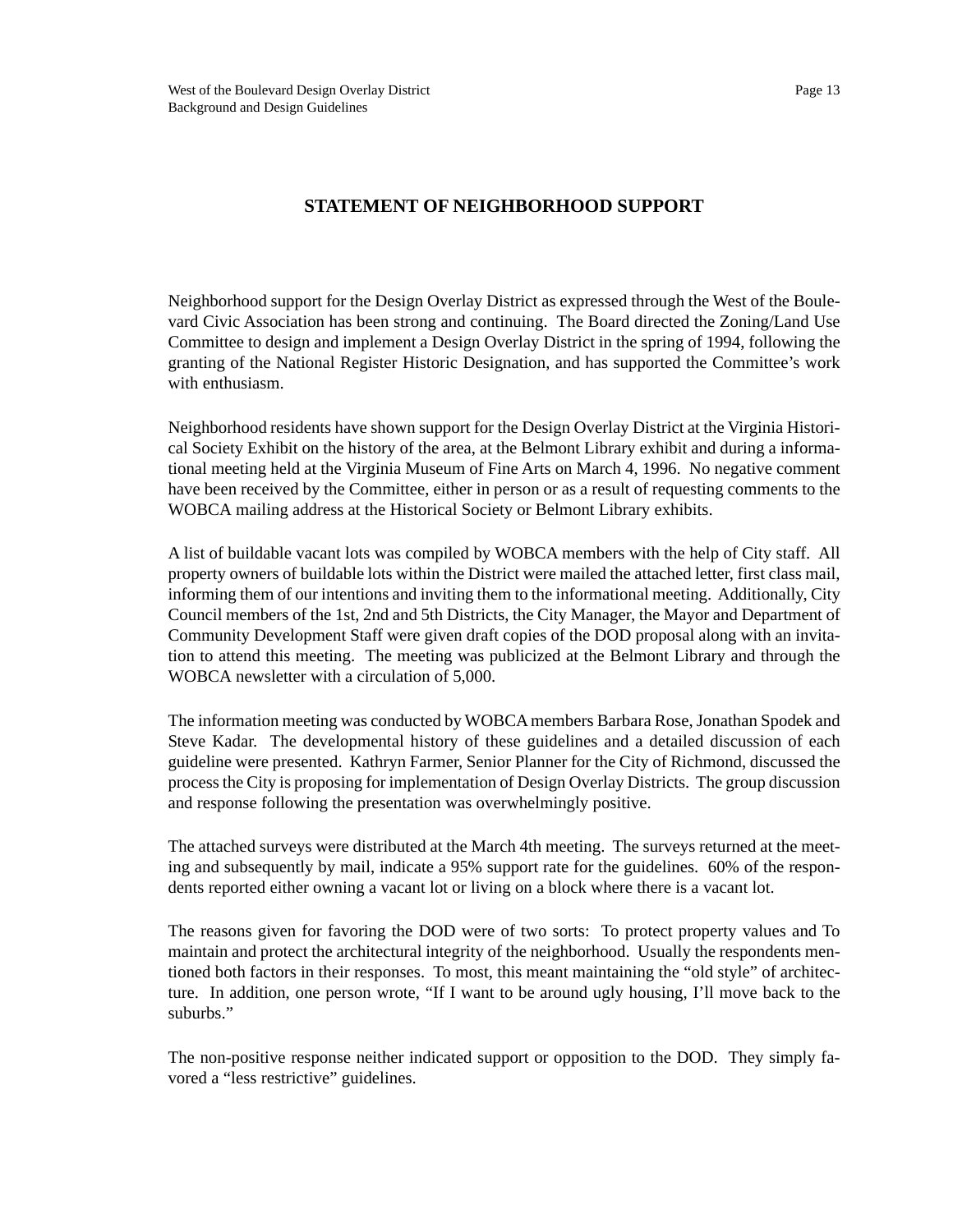## STATEMENT OF NEIGHBORHOOD SUPPORT

Neighborhood support for the Design Overlay District as expressed through the West of the Boulevard Civic Association has been strong and continuing. The Board directed the Zoning/Land Use Committee to design and implement a Design Overlay District in the spring of 1994, following the granting of the National Register Historic Designation, and has supported the Committee's work with enthusiasm.

Neighborhood residents have shown support for the Design Overlay District at the Virginia Historical Society Exhibit on the history of the area, at the Belmont Library exhibit and during a informational meeting held at the Virginia Museum of Fine Arts on March 4, 1996. No negative comment have been received by the Committee, either in person or as a result of requesting comments to the WOBCA mailing address at the Historical Society or Belmont Library exhibits.

A list of buildable vacant lots was compiled by WOBCA members with the help of City staff. All property owners of buildable lots within the District were mailed the attached letter, first class mail, informing them of our intentions and inviting them to the informational meeting. Additionally, City Council members of the 1st, 2nd and 5th Districts, the City Manager, the Mayor and Department of Community Development Staff were given draft copies of the DOD proposal along with an invitation to attend this meeting. The meeting was publicized at the Belmont Library and through the WOBCA newsletter with a circulation of 5,000.

The information meeting was conducted by WOBCA members Barbara Rose, Jonathan Spodek and Steve Kadar. The developmental history of these guidelines and a detailed discussion of each guideline were presented. Kathryn Farmer, Senior Planner for the City of Richmond, discussed the process the City is proposing for implementation of Design Overlay Districts. The group discussion and response following the presentation was overwhelmingly positive.

The attached surveys were distributed at the March 4th meeting. The surveys returned at the meeting and subsequently by mail, indicate a 95% support rate for the guidelines. 60% of the respondents reported either owning a vacant lot or living on a block where there is a vacant lot.

The reasons given for favoring the DOD were of two sorts: To protect property values and To maintain and protect the architectural integrity of the neighborhood. Usually the respondents mentioned both factors in their responses. To most, this meant maintaining the "old style" of architecture. In addition, one person wrote, "If I want to be around ugly housing, I'll move back to the suburbs."

The non-positive response neither indicated support or opposition to the DOD. They simply favored a "less restrictive" guidelines.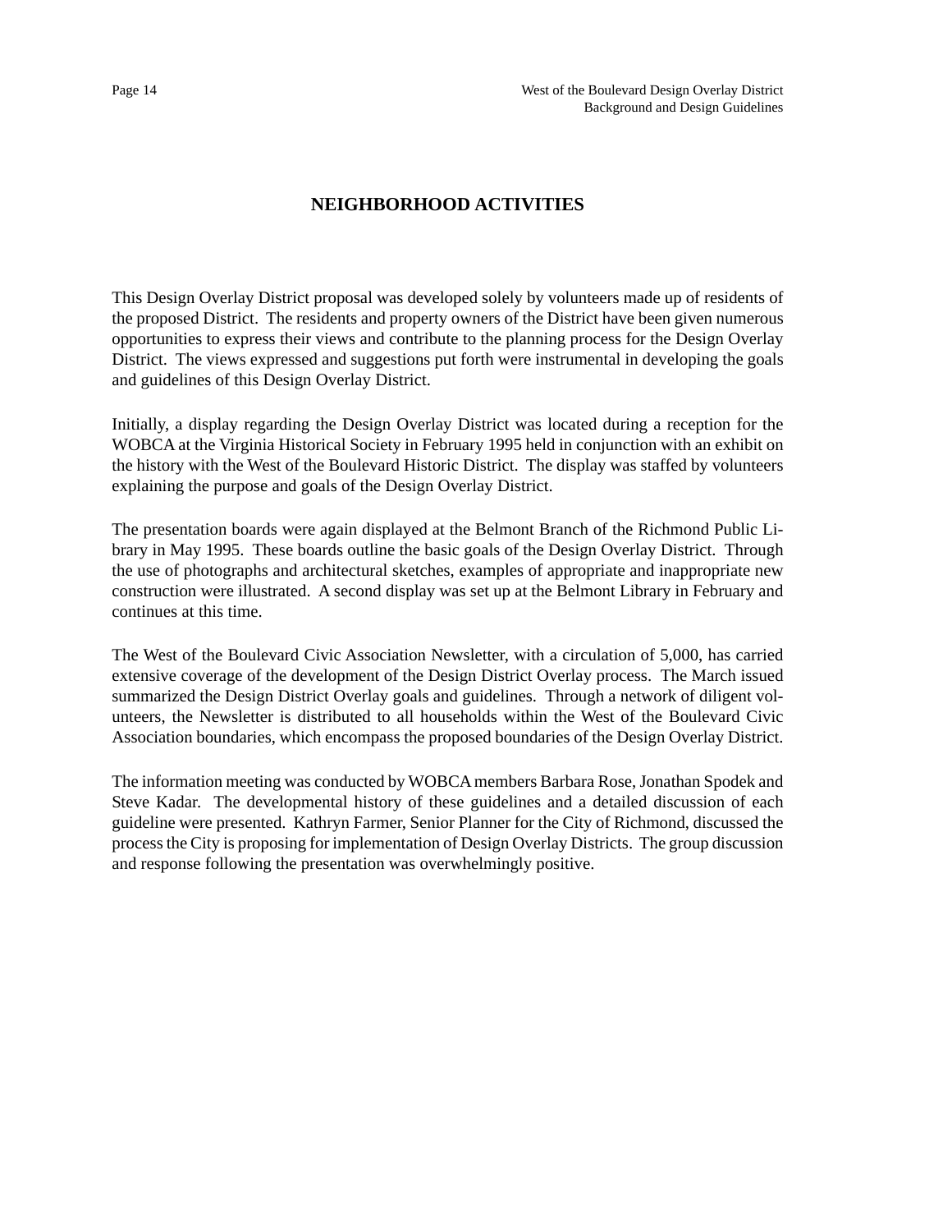# NEIGHBORHOOD ACTIVITIES

This Design Overlay District proposal was developed solely by volunteers made up of residents of the proposed District. The residents and property owners of the District have been given numerous opportunities to express their views and contribute to the planning process for the Design Overlay District. The views expressed and suggestions put forth were instrumental in developing the goals and guidelines of this Design Overlay District.

Initially, a display regarding the Design Overlay District was located during a reception for the WOBCA at the Virginia Historical Society in February 1995 held in conjunction with an exhibit on the history with the West of the Boulevard Historic District. The display was staffed by volunteers explaining the purpose and goals of the Design Overlay District.

The presentation boards were again displayed at the Belmont Branch of the Richmond Public Library in May 1995. These boards outline the basic goals of the Design Overlay District. Through the use of photographs and architectural sketches, examples of appropriate and inappropriate new construction were illustrated. A second display was set up at the Belmont Library in February and continues at this time.

The West of the Boulevard Civic Association Newsletter, with a circulation of 5,000, has carried extensive coverage of the development of the Design District Overlay process. The March issued summarized the Design District Overlay goals and guidelines. Through a network of diligent volunteers, the Newsletter is distributed to all households within the West of the Boulevard Civic Association boundaries, which encompass the proposed boundaries of the Design Overlay District.

The information meeting was conducted by WOBCA members Barbara Rose, Jonathan Spodek and Steve Kadar. The developmental history of these guidelines and a detailed discussion of each guideline were presented. Kathryn Farmer, Senior Planner for the City of Richmond, discussed the process the City is proposing for implementation of Design Overlay Districts. The group discussion and response following the presentation was overwhelmingly positive.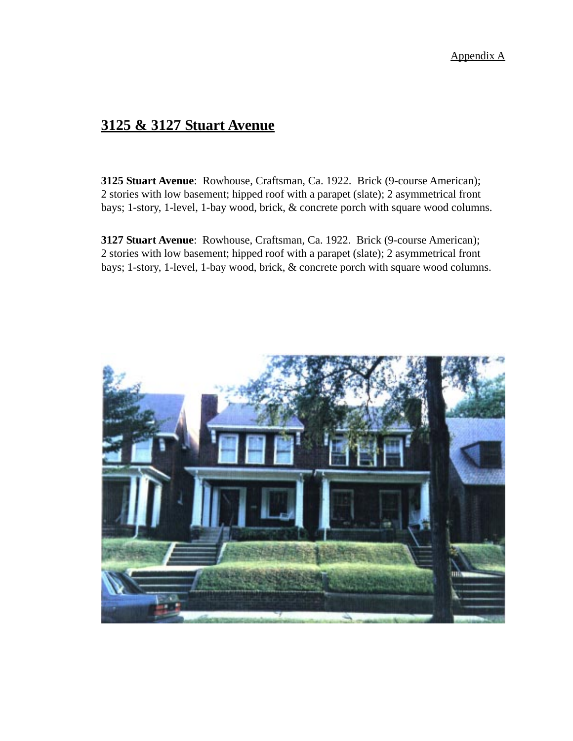Appendix A

## 3125 & 3127 Stuart Avenue

**3125 Stuart Avenue**: Rowhouse, Craftsman, Ca. 1922. Brick (9-course American); 2 stories with low basement; hipped roof with a parapet (slate); 2 asymmetrical front bays; 1-story, 1-level, 1-bay wood, brick, & concrete porch with square wood columns.

**3127 Stuart Avenue**: Rowhouse, Craftsman, Ca. 1922. Brick (9-course American); 2 stories with low basement; hipped roof with a parapet (slate); 2 asymmetrical front bays; 1-story, 1-level, 1-bay wood, brick, & concrete porch with square wood columns.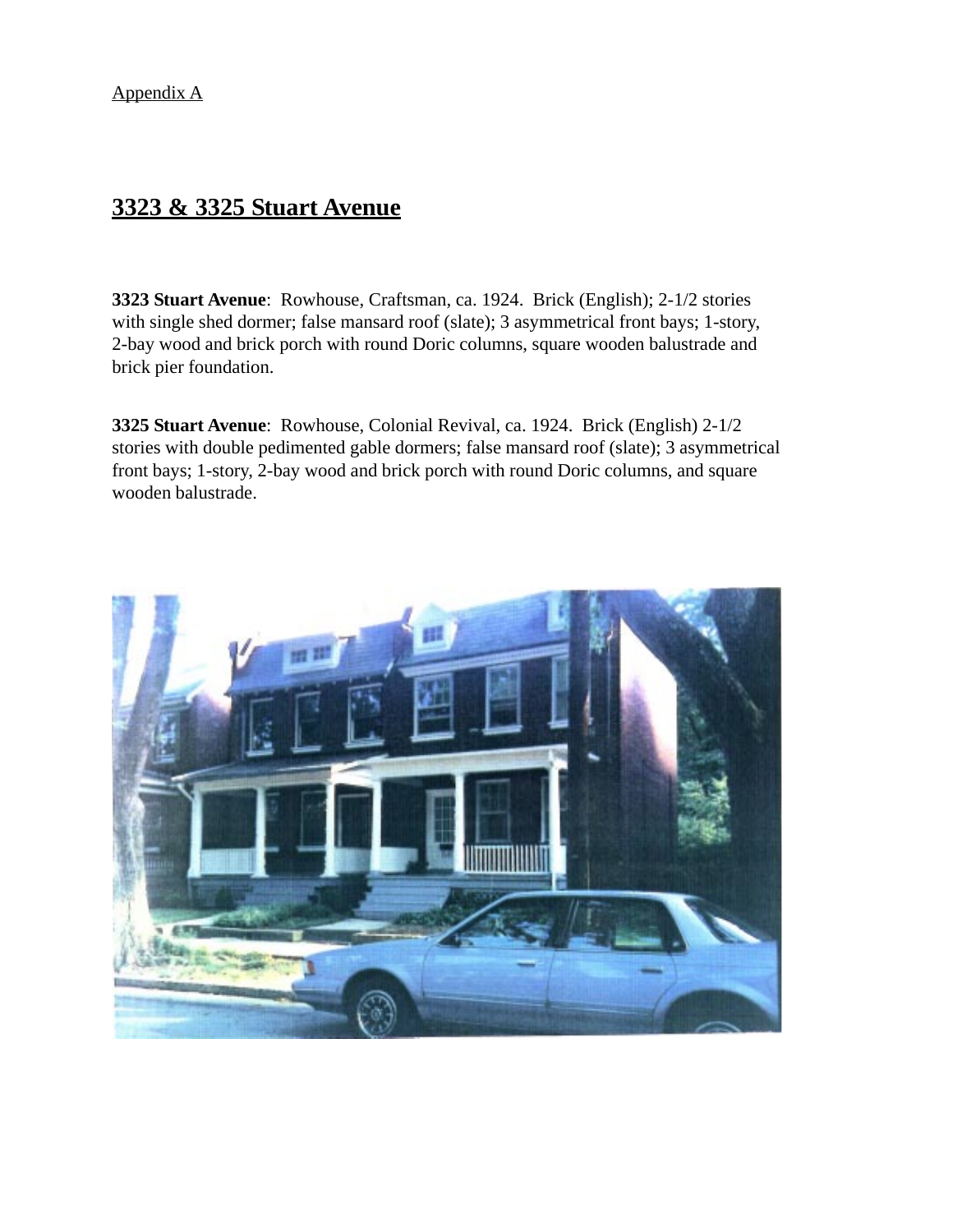Appendix A

## 3323 & 3325 Stuart Avenue

**3323 Stuart Avenue**: Rowhouse, Craftsman, ca. 1924. Brick (English); 2-1/2 stories with single shed dormer; false mansard roof (slate); 3 asymmetrical front bays; 1-story, 2-bay wood and brick porch with round Doric columns, square wooden balustrade and brick pier foundation.

**3325 Stuart Avenue**: Rowhouse, Colonial Revival, ca. 1924. Brick (English) 2-1/2 stories with double pedimented gable dormers; false mansard roof (slate); 3 asymmetrical front bays; 1-story, 2-bay wood and brick porch with round Doric columns, and square wooden balustrade.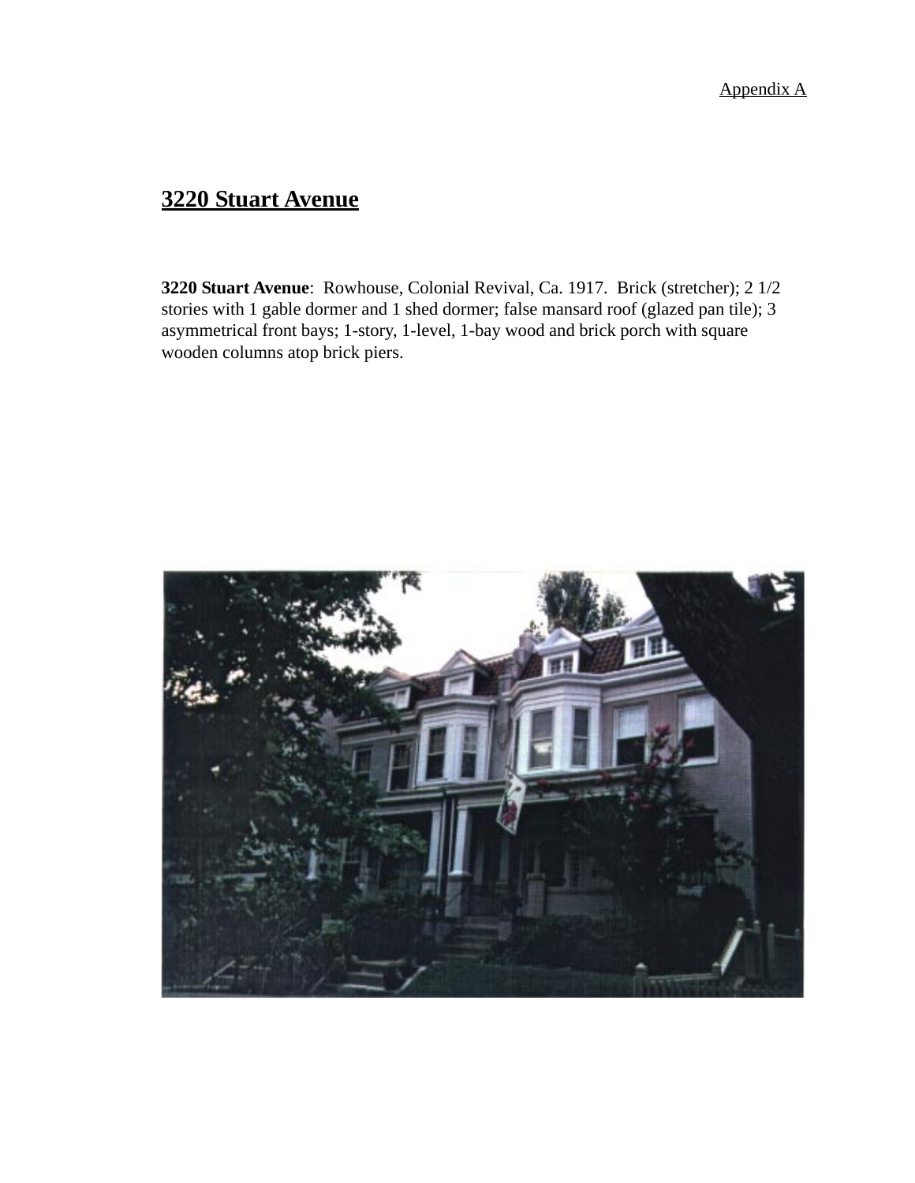Appendix A

## 3220 Stuart Avenue

**3220 Stuart Avenue**: Rowhouse, Colonial Revival, Ca. 1917. Brick (stretcher); 2 1/2 stories with 1 gable dormer and 1 shed dormer; false mansard roof (glazed pan tile); 3 asymmetrical front bays; 1-story, 1-level, 1-bay wood and brick porch with square wooden columns atop brick piers.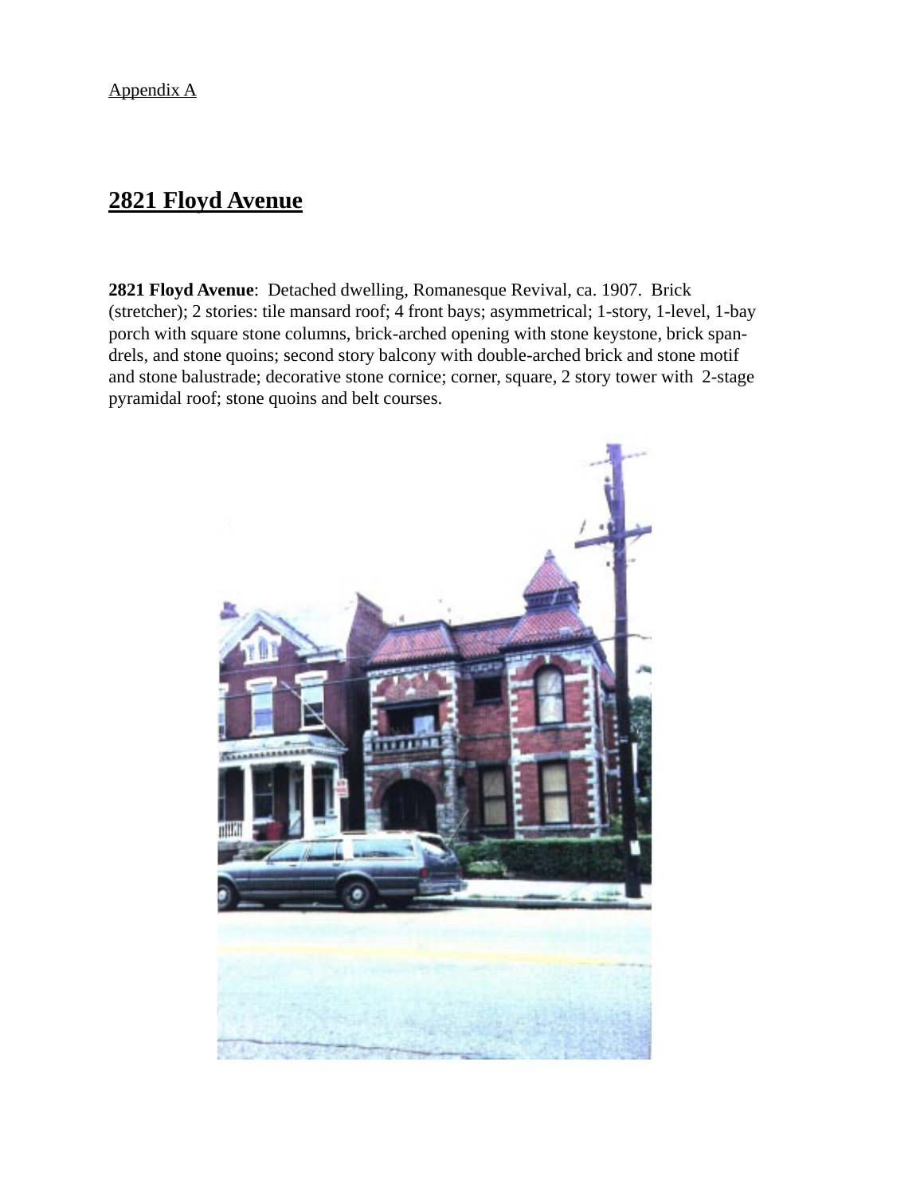Appendix A

# 2821 Floyd Avenue

**2821 Floyd Avenue**: Detached dwelling, Romanesque Revival, ca. 1907. Brick (stretcher); 2 stories: tile mansard roof; 4 front bays; asymmetrical; 1-story, 1-level, 1-bay porch with square stone columns, brick-arched opening with stone keystone, brick spandrels, and stone quoins; second story balcony with double-arched brick and stone motif and stone balustrade; decorative stone cornice; corner, square, 2 story tower with 2-stage pyramidal roof; stone quoins and belt courses.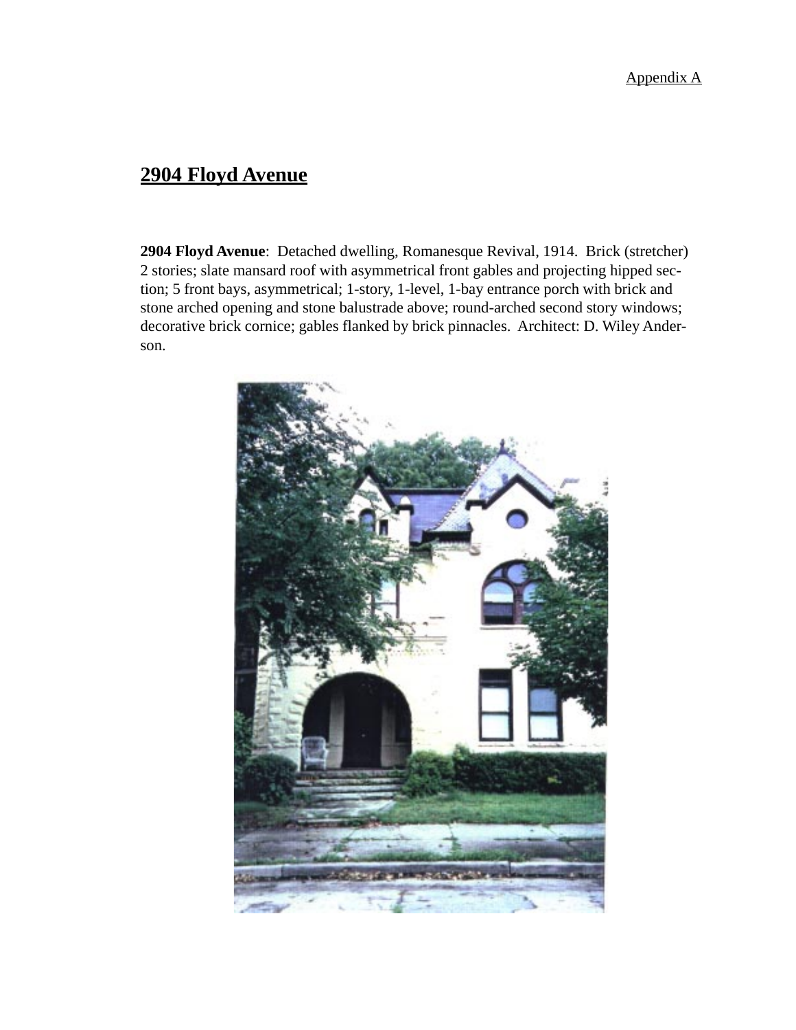Appendix A

## 2904 Floyd Avenue

**2904 Floyd Avenue**: Detached dwelling, Romanesque Revival, 1914. Brick (stretcher) 2 stories; slate mansard roof with asymmetrical front gables and projecting hipped section; 5 front bays, asymmetrical; 1-story, 1-level, 1-bay entrance porch with brick and stone arched opening and stone balustrade above; round-arched second story windows; decorative brick cornice; gables flanked by brick pinnacles. Architect: D. Wiley Anderson.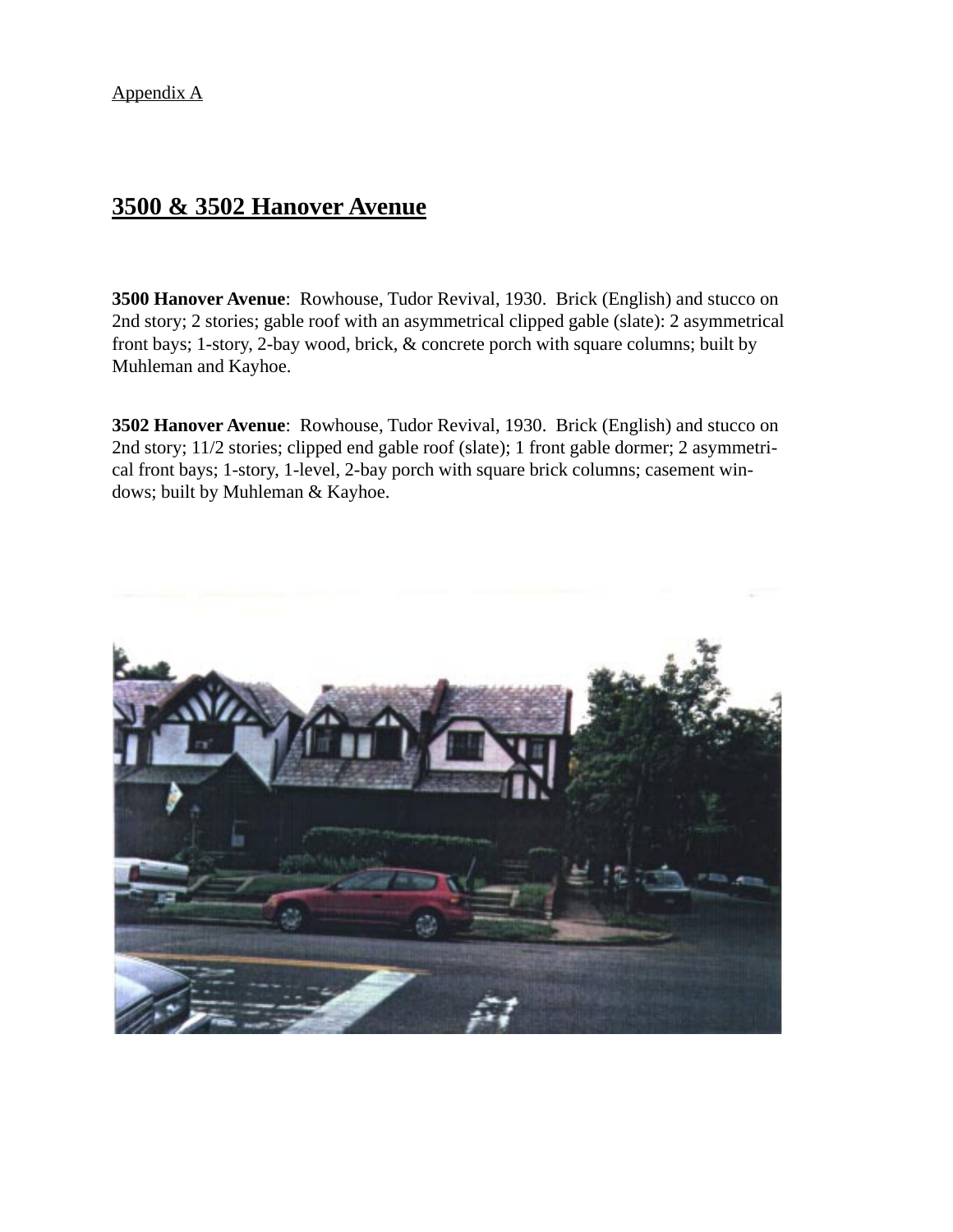Appendix A

## 3500 & 3502 Hanover Avenue

**3500 Hanover Avenue**: Rowhouse, Tudor Revival, 1930. Brick (English) and stucco on 2nd story; 2 stories; gable roof with an asymmetrical clipped gable (slate): 2 asymmetrical front bays; 1-story, 2-bay wood, brick, & concrete porch with square columns; built by Muhleman and Kayhoe.

**3502 Hanover Avenue**: Rowhouse, Tudor Revival, 1930. Brick (English) and stucco on 2nd story; 11/2 stories; clipped end gable roof (slate); 1 front gable dormer; 2 asymmetrical front bays; 1-story, 1-level, 2-bay porch with square brick columns; casement windows; built by Muhleman & Kayhoe.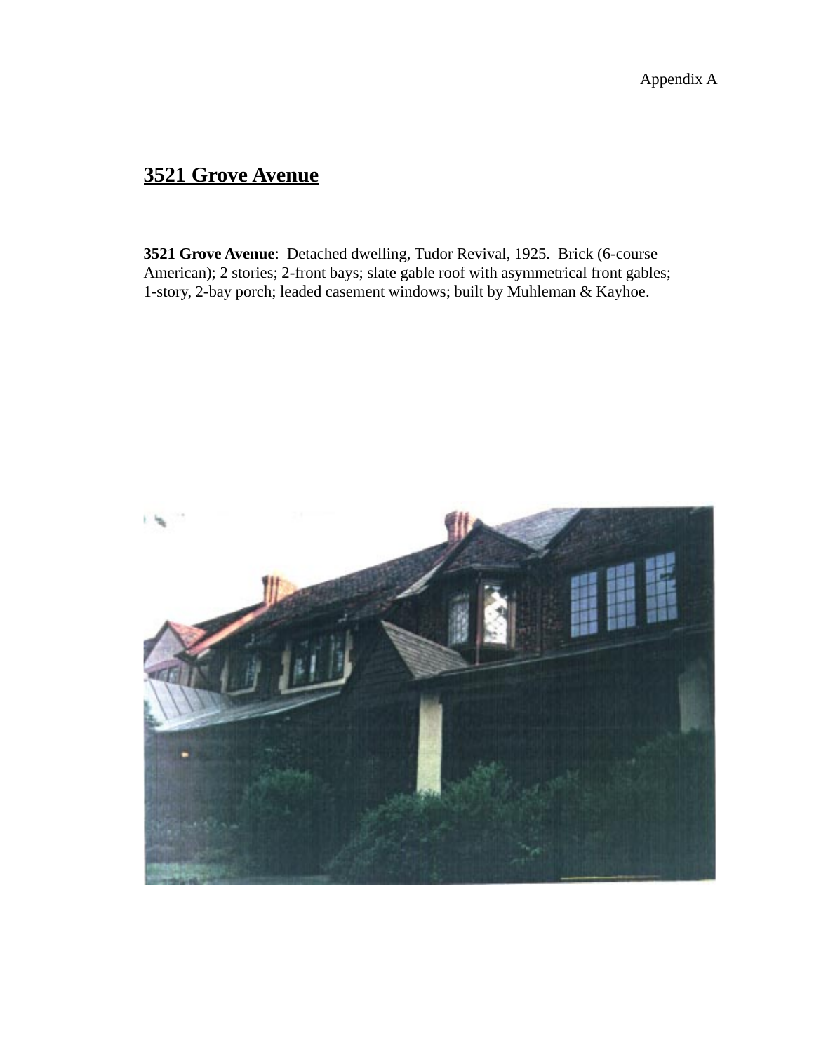Appendix A

# 3521 Grove Avenue

**3521 Grove Avenue**: Detached dwelling, Tudor Revival, 1925. Brick (6-course American); 2 stories; 2-front bays; slate gable roof with asymmetrical front gables; 1-story, 2-bay porch; leaded casement windows; built by Muhleman & Kayhoe.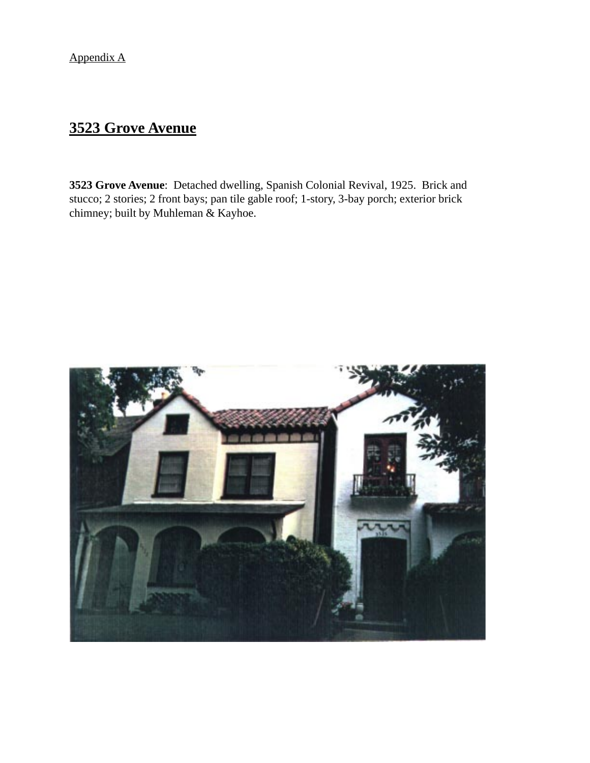Appendix A

## 3523 Grove Avenue

**3523 Grove Avenue**: Detached dwelling, Spanish Colonial Revival, 1925. Brick and stucco; 2 stories; 2 front bays; pan tile gable roof; 1-story, 3-bay porch; exterior brick chimney; built by Muhleman & Kayhoe.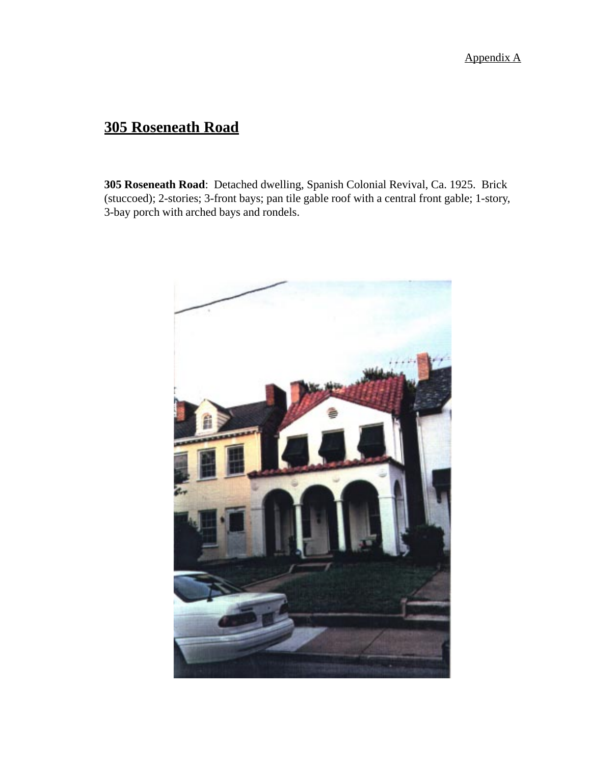Appendix A

## 305 Roseneath Road

**305 Roseneath Road**: Detached dwelling, Spanish Colonial Revival, Ca. 1925. Brick (stuccoed); 2-stories; 3-front bays; pan tile gable roof with a central front gable; 1-story, 3-bay porch with arched bays and rondels.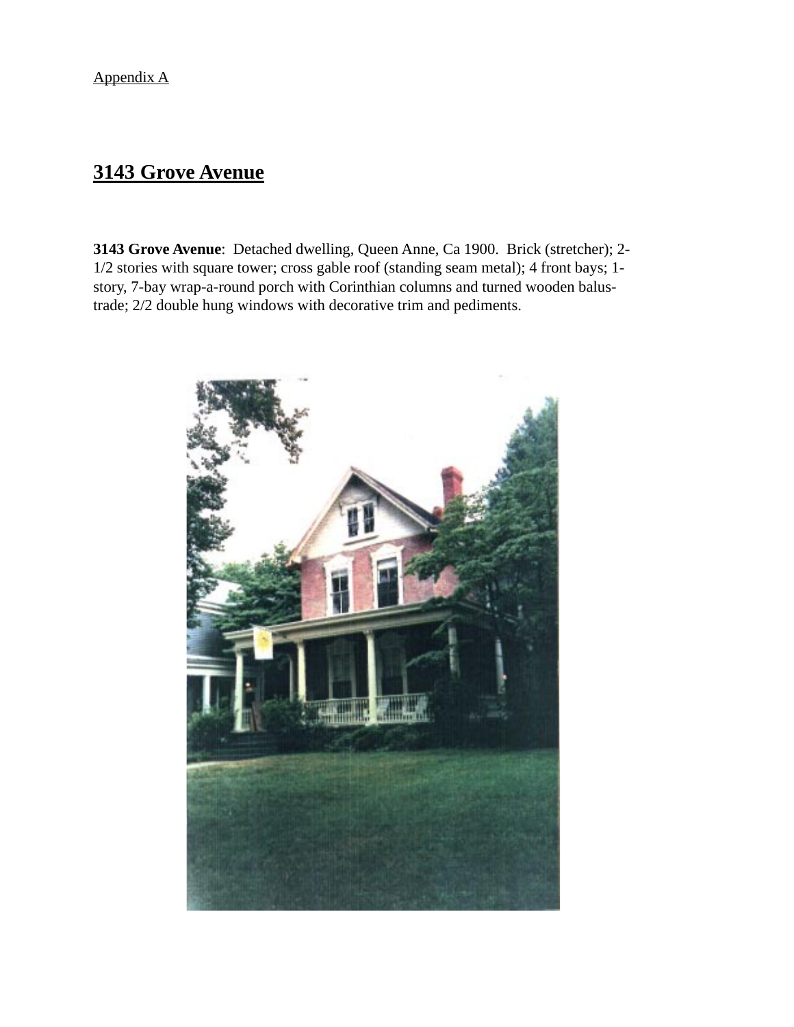Appendix A

## 3143 Grove Avenue

**3143 Grove Avenue**: Detached dwelling, Queen Anne, Ca 1900. Brick (stretcher); 2-1/2 stories with square tower; cross gable roof (standing seam metal); 4 front bays; 1-story, 7-bay wrap-a-round porch with Corinthian columns and turned wooden balus-trade; 2/2 double hung windows with decorative trim and pediments.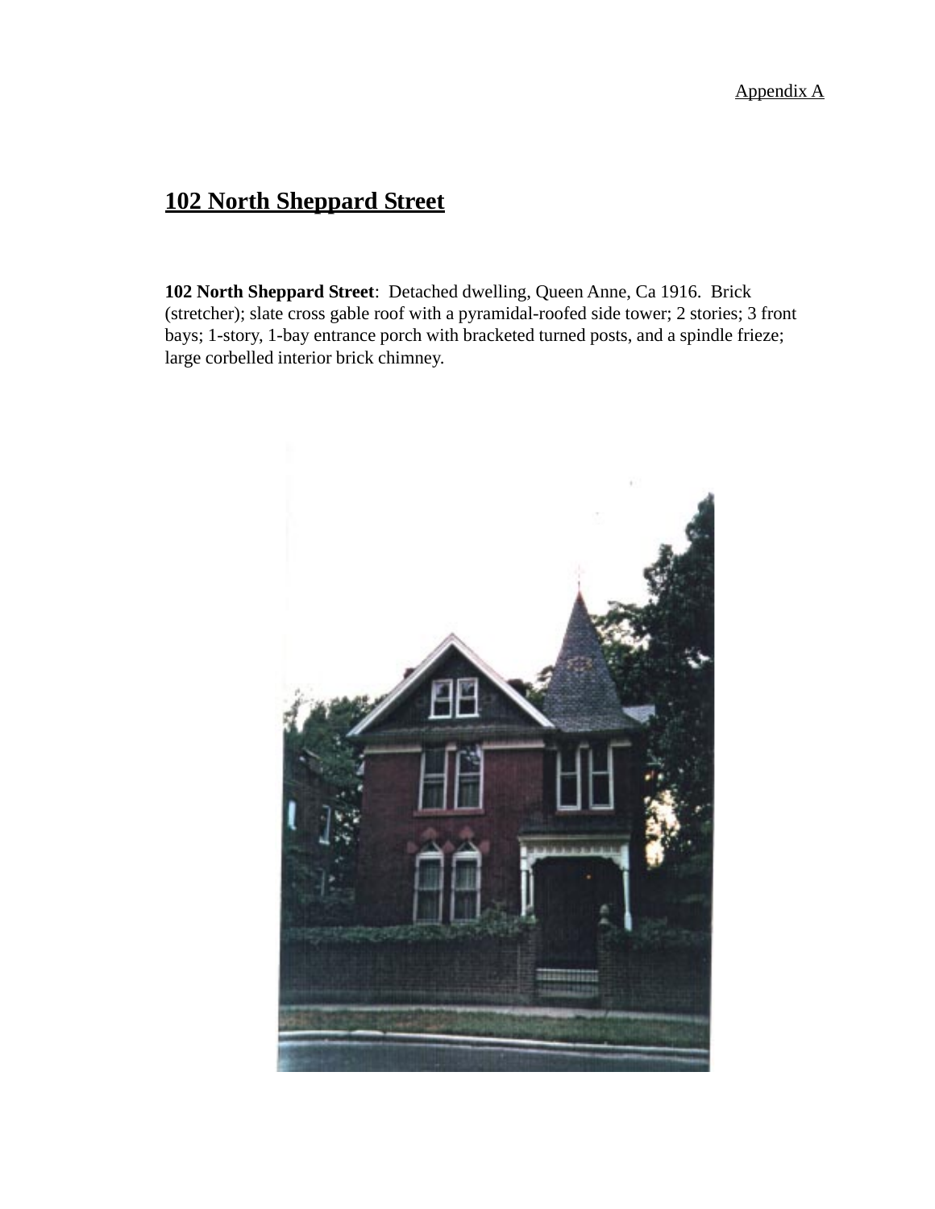Appendix A

## 102 North Sheppard Street

**102 North Sheppard Street**: Detached dwelling, Queen Anne, Ca 1916. Brick (stretcher); slate cross gable roof with a pyramidal-roofed side tower; 2 stories; 3 front bays; 1-story, 1-bay entrance porch with bracketed turned posts, and a spindle frieze; large corbelled interior brick chimney.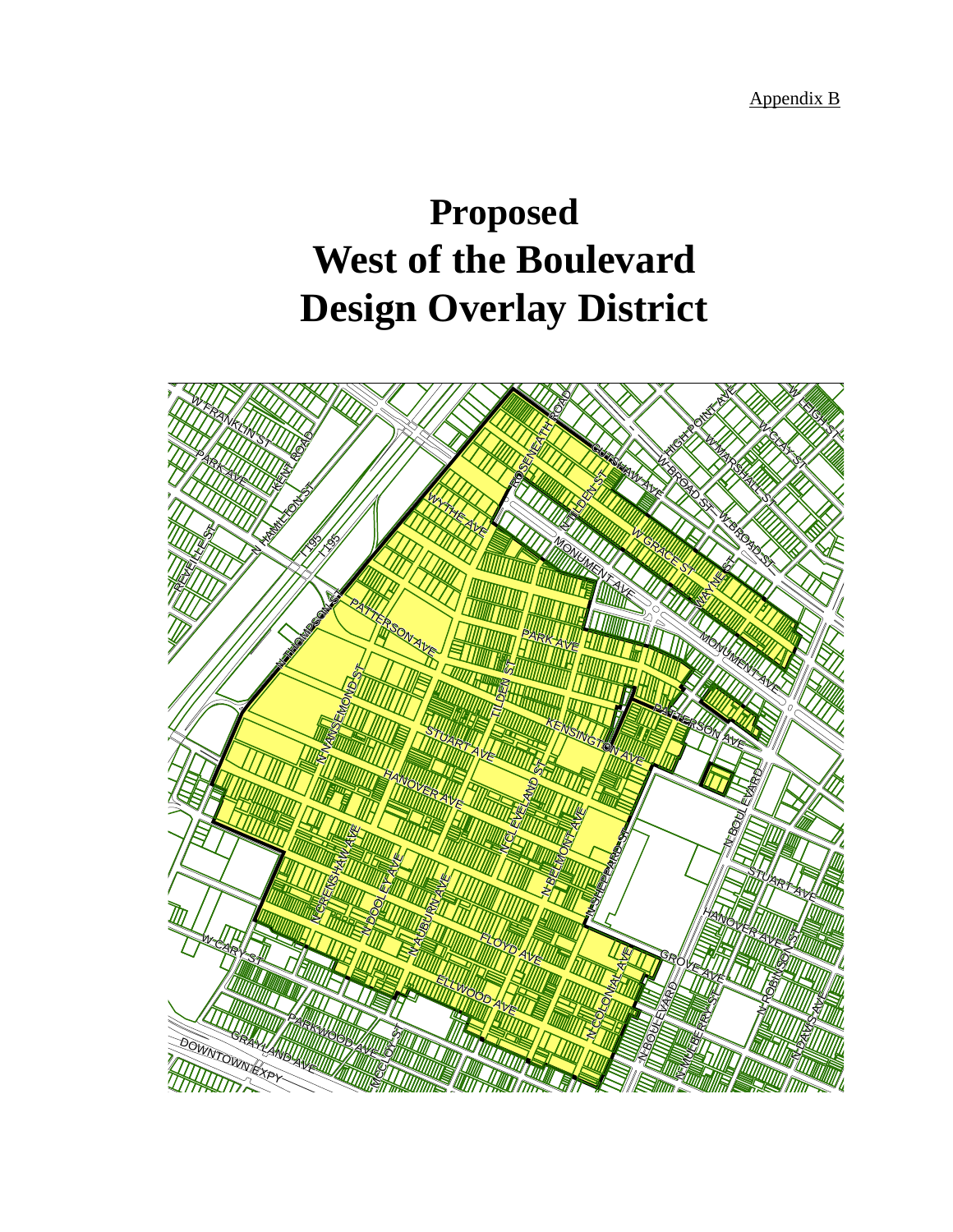Appendix B

# Proposed
# West of the Boulevard
# Design Overlay District